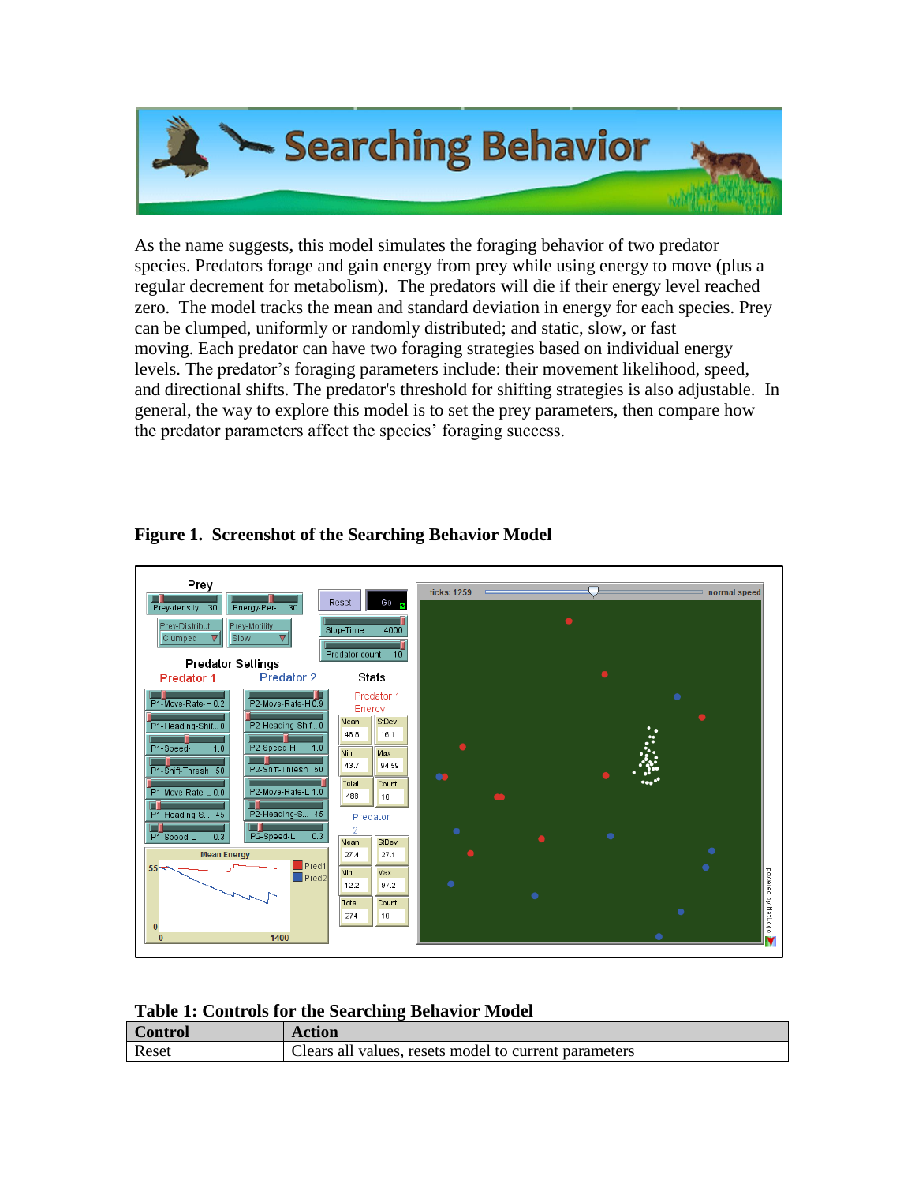# Searching Behavior

As the name suggests, this model simulates the foraging behavior of two predator species. Predators forage and gain energy from prey while using energy to move (plus a regular decrement for metabolism). The predators will die if their energy level reached zero. The model tracks the mean and standard deviation in energy for each species. Prey can be clumped, uniformly or randomly distributed; and static, slow, or fast moving. Each predator can have two foraging strategies based on individual energy levels. The predator's foraging parameters include: their movement likelihood, speed, and directional shifts. The predator's threshold for shifting strategies is also adjustable. In general, the way to explore this model is to set the prey parameters, then compare how the predator parameters affect the species' foraging success.

**Figure 1. Screenshot of the Searching Behavior Model**

**Table 1: Controls for the Searching Behavior Model**

| Control | Action |
|---|---|
| Reset | Clears all values, resets model to current parameters |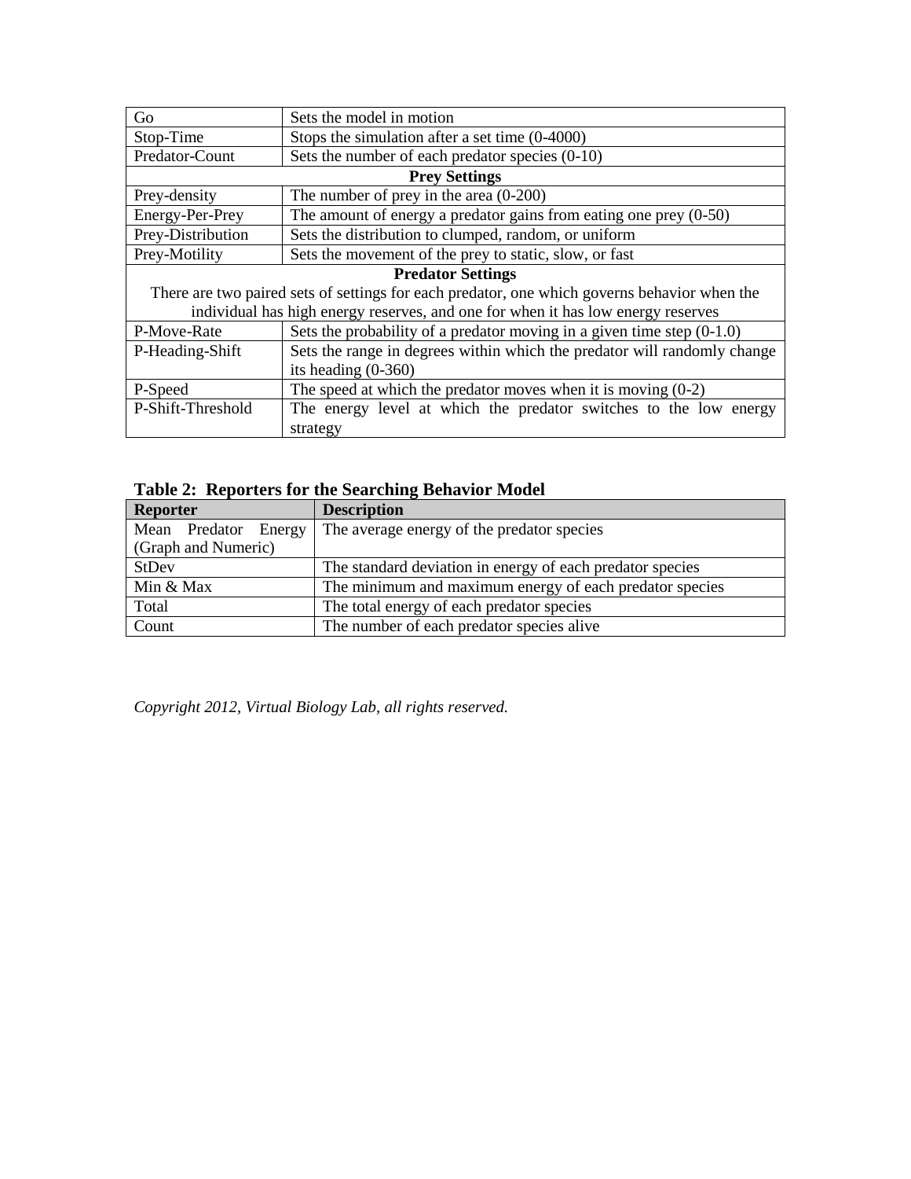| | |
|---|---|
| Go | Sets the model in motion |
| Stop-Time | Stops the simulation after a set time (0-4000) |
| Predator-Count | Sets the number of each predator species (0-10) |
| **Prey Settings** | |
| Prey-density | The number of prey in the area (0-200) |
| Energy-Per-Prey | The amount of energy a predator gains from eating one prey (0-50) |
| Prey-Distribution | Sets the distribution to clumped, random, or uniform |
| Prey-Motility | Sets the movement of the prey to static, slow, or fast |
| **Predator Settings** There are two paired sets of settings for each predator, one which governs behavior when the individual has high energy reserves, and one for when it has low energy reserves | |
| P-Move-Rate | Sets the probability of a predator moving in a given time step (0-1.0) |
| P-Heading-Shift | Sets the range in degrees within which the predator will randomly change its heading (0-360) |
| P-Speed | The speed at which the predator moves when it is moving (0-2) |
| P-Shift-Threshold | The energy level at which the predator switches to the low energy strategy |

**Table 2: Reporters for the Searching Behavior Model**

| Reporter | Description |
|---|---|
| Mean Predator Energy (Graph and Numeric) | The average energy of the predator species |
| StDev | The standard deviation in energy of each predator species |
| Min & Max | The minimum and maximum energy of each predator species |
| Total | The total energy of each predator species |
| Count | The number of each predator species alive |

*Copyright 2012, Virtual Biology Lab, all rights reserved.*